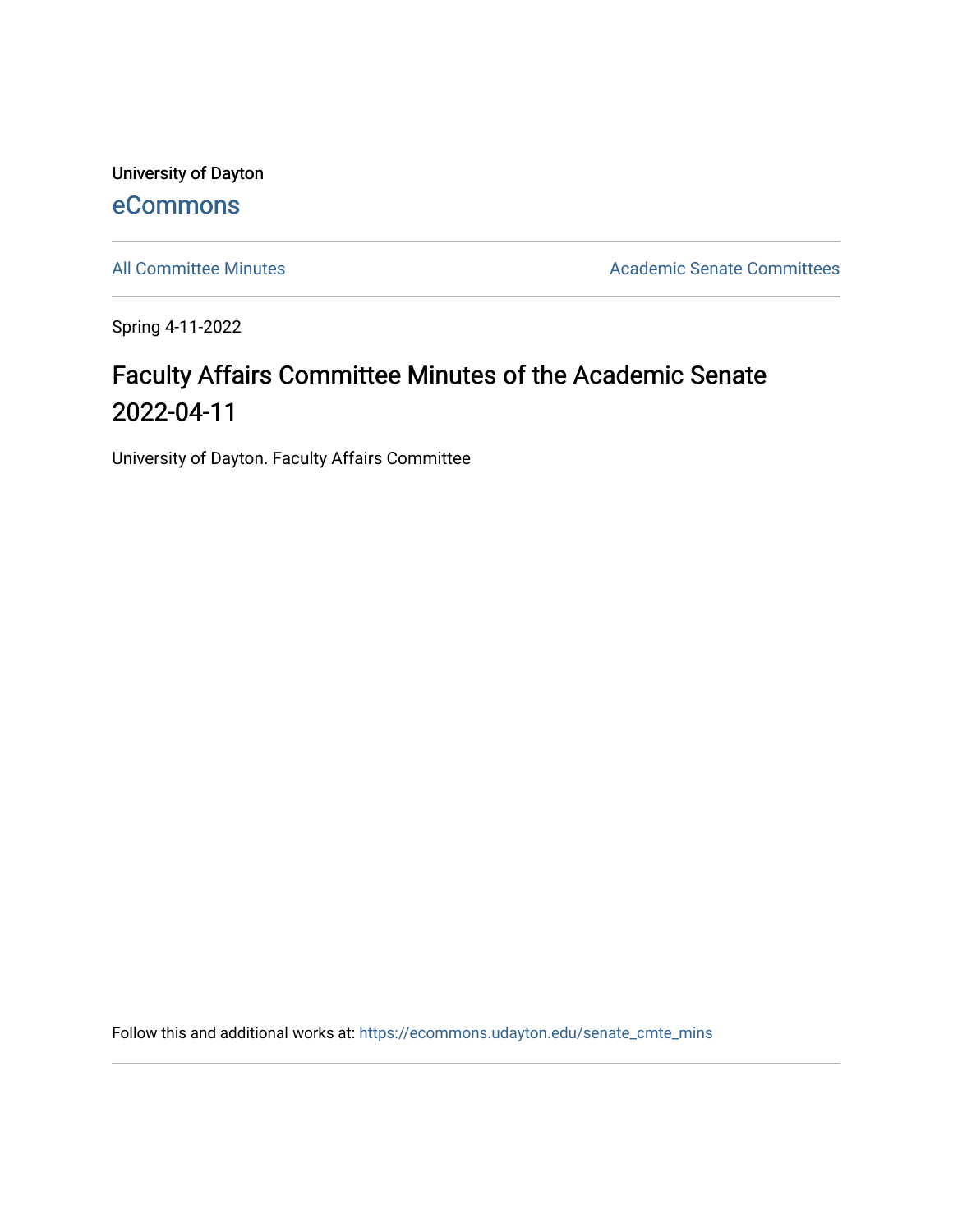University of Dayton

eCommons

All Committee Minutes

Academic Senate Committees

Spring 4-11-2022

# Faculty Affairs Committee Minutes of the Academic Senate 2022-04-11

University of Dayton. Faculty Affairs Committee

Follow this and additional works at: https://ecommons.udayton.edu/senate_cmte_mins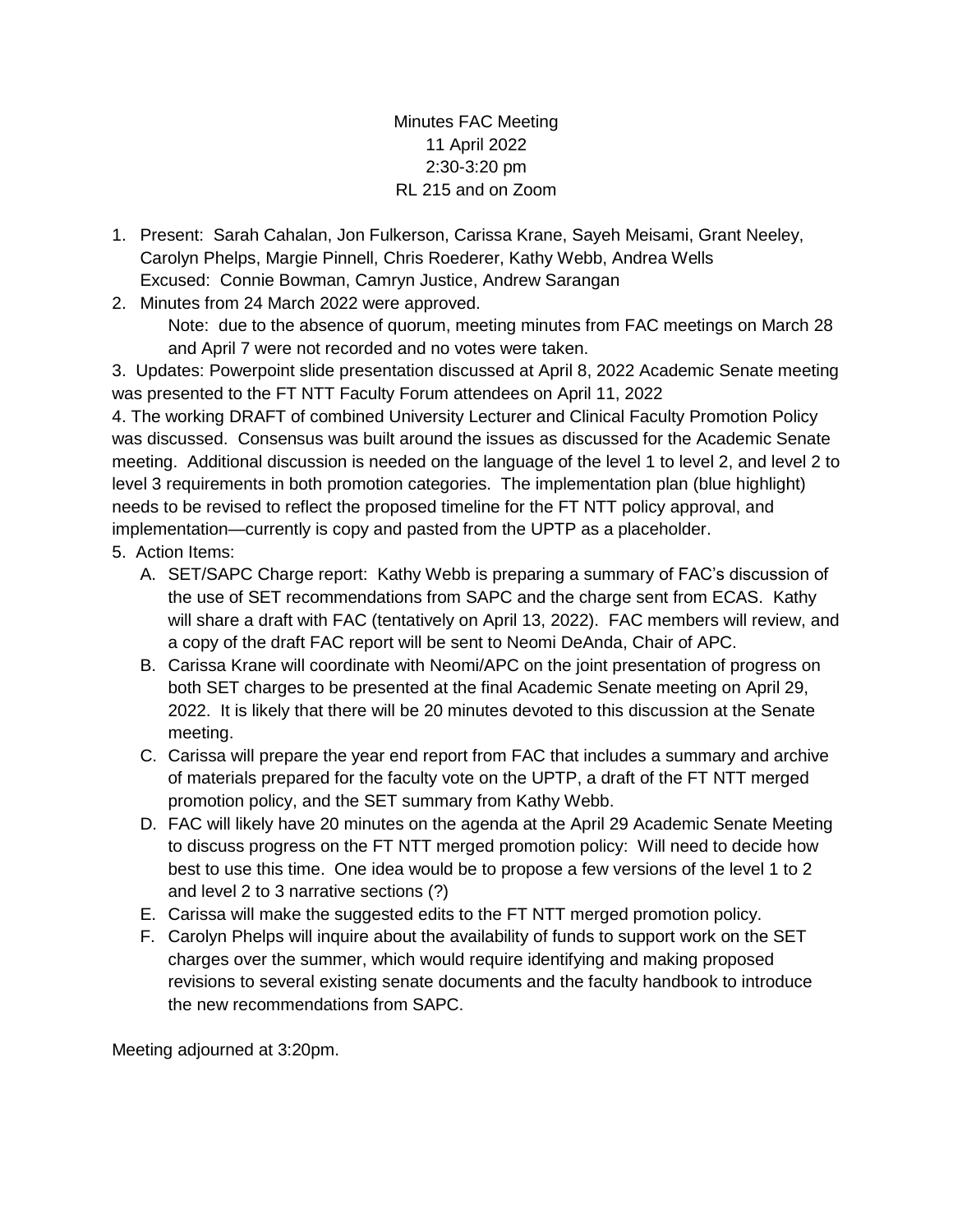Minutes FAC Meeting
11 April 2022
2:30-3:20 pm
RL 215 and on Zoom

1. Present: Sarah Cahalan, Jon Fulkerson, Carissa Krane, Sayeh Meisami, Grant Neeley, Carolyn Phelps, Margie Pinnell, Chris Roederer, Kathy Webb, Andrea Wells
   Excused: Connie Bowman, Camryn Justice, Andrew Sarangan
2. Minutes from 24 March 2022 were approved.
   Note: due to the absence of quorum, meeting minutes from FAC meetings on March 28 and April 7 were not recorded and no votes were taken.

3. Updates: Powerpoint slide presentation discussed at April 8, 2022 Academic Senate meeting was presented to the FT NTT Faculty Forum attendees on April 11, 2022

4. The working DRAFT of combined University Lecturer and Clinical Faculty Promotion Policy was discussed. Consensus was built around the issues as discussed for the Academic Senate meeting. Additional discussion is needed on the language of the level 1 to level 2, and level 2 to level 3 requirements in both promotion categories. The implementation plan (blue highlight) needs to be revised to reflect the proposed timeline for the FT NTT policy approval, and implementation—currently is copy and pasted from the UPTP as a placeholder.

5. Action Items:
   A. SET/SAPC Charge report: Kathy Webb is preparing a summary of FAC's discussion of the use of SET recommendations from SAPC and the charge sent from ECAS. Kathy will share a draft with FAC (tentatively on April 13, 2022). FAC members will review, and a copy of the draft FAC report will be sent to Neomi DeAnda, Chair of APC.
   B. Carissa Krane will coordinate with Neomi/APC on the joint presentation of progress on both SET charges to be presented at the final Academic Senate meeting on April 29, 2022. It is likely that there will be 20 minutes devoted to this discussion at the Senate meeting.
   C. Carissa will prepare the year end report from FAC that includes a summary and archive of materials prepared for the faculty vote on the UPTP, a draft of the FT NTT merged promotion policy, and the SET summary from Kathy Webb.
   D. FAC will likely have 20 minutes on the agenda at the April 29 Academic Senate Meeting to discuss progress on the FT NTT merged promotion policy: Will need to decide how best to use this time. One idea would be to propose a few versions of the level 1 to 2 and level 2 to 3 narrative sections (?)
   E. Carissa will make the suggested edits to the FT NTT merged promotion policy.
   F. Carolyn Phelps will inquire about the availability of funds to support work on the SET charges over the summer, which would require identifying and making proposed revisions to several existing senate documents and the faculty handbook to introduce the new recommendations from SAPC.

Meeting adjourned at 3:20pm.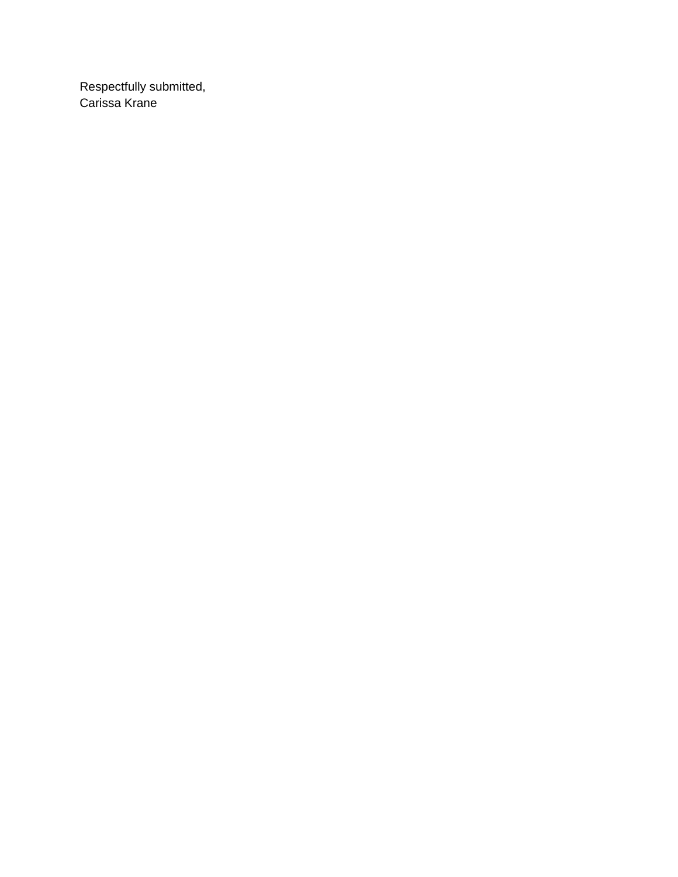Respectfully submitted,  
Carissa Krane